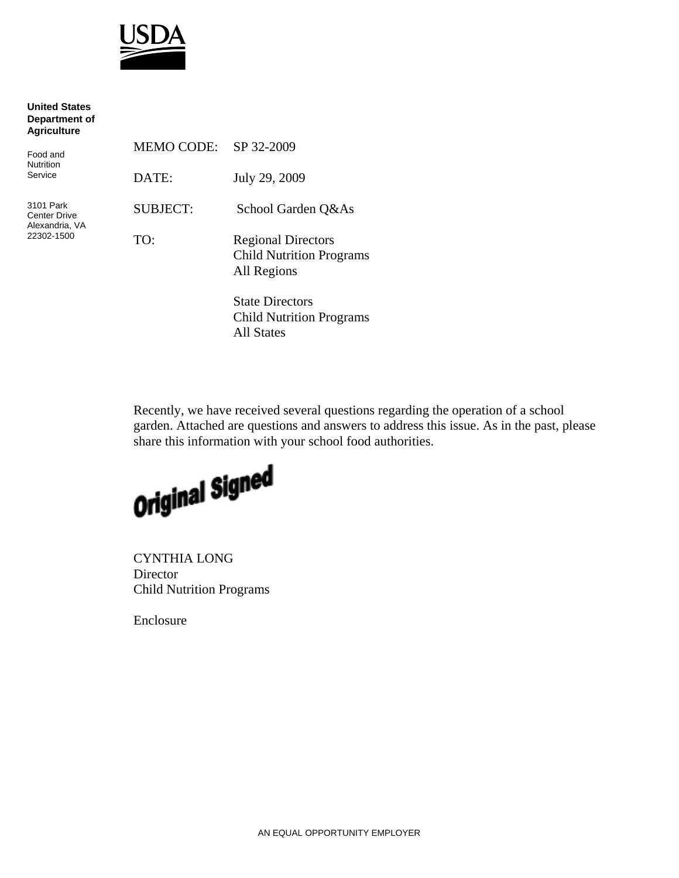USDA

**United States Department of Agriculture**

Food and Nutrition Service

3101 Park Center Drive
Alexandria, VA
22302-1500

| | |
|---|---|
| MEMO CODE: | SP 32-2009 |
| DATE: | July 29, 2009 |
| SUBJECT: | School Garden Q&As |
| TO: | Regional Directors<br>Child Nutrition Programs<br>All Regions<br><br>State Directors<br>Child Nutrition Programs<br>All States |

Recently, we have received several questions regarding the operation of a school garden. Attached are questions and answers to address this issue. As in the past, please share this information with your school food authorities.

Original Signed

CYNTHIA LONG
Director
Child Nutrition Programs

Enclosure

AN EQUAL OPPORTUNITY EMPLOYER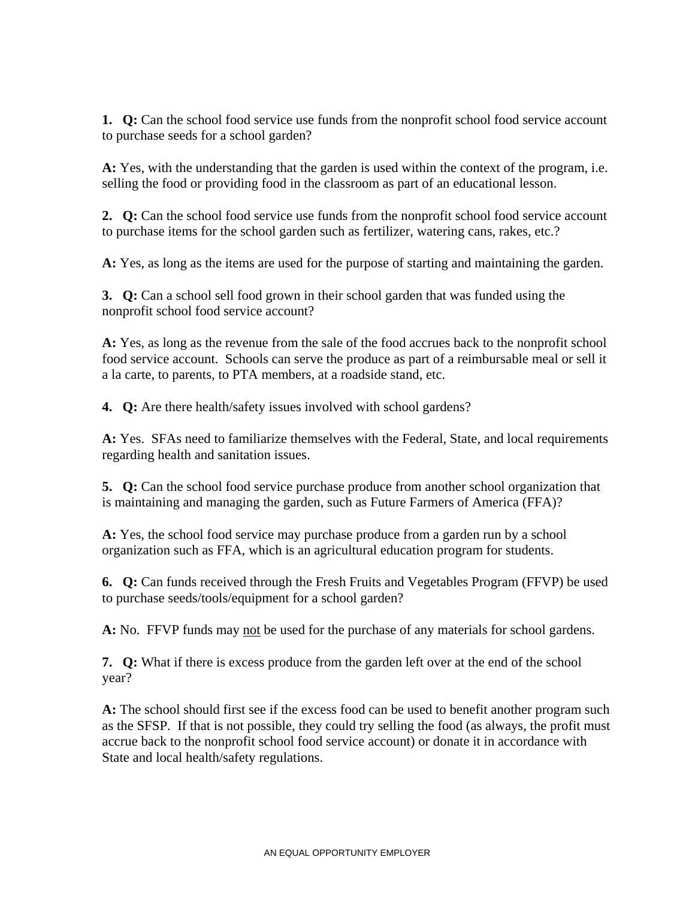**1. Q:** Can the school food service use funds from the nonprofit school food service account to purchase seeds for a school garden?

**A:** Yes, with the understanding that the garden is used within the context of the program, i.e. selling the food or providing food in the classroom as part of an educational lesson.

**2. Q:** Can the school food service use funds from the nonprofit school food service account to purchase items for the school garden such as fertilizer, watering cans, rakes, etc.?

**A:** Yes, as long as the items are used for the purpose of starting and maintaining the garden.

**3. Q:** Can a school sell food grown in their school garden that was funded using the nonprofit school food service account?

**A:** Yes, as long as the revenue from the sale of the food accrues back to the nonprofit school food service account. Schools can serve the produce as part of a reimbursable meal or sell it a la carte, to parents, to PTA members, at a roadside stand, etc.

**4. Q:** Are there health/safety issues involved with school gardens?

**A:** Yes. SFAs need to familiarize themselves with the Federal, State, and local requirements regarding health and sanitation issues.

**5. Q:** Can the school food service purchase produce from another school organization that is maintaining and managing the garden, such as Future Farmers of America (FFA)?

**A:** Yes, the school food service may purchase produce from a garden run by a school organization such as FFA, which is an agricultural education program for students.

**6. Q:** Can funds received through the Fresh Fruits and Vegetables Program (FFVP) be used to purchase seeds/tools/equipment for a school garden?

**A:** No. FFVP funds may <u>not</u> be used for the purchase of any materials for school gardens.

**7. Q:** What if there is excess produce from the garden left over at the end of the school year?

**A:** The school should first see if the excess food can be used to benefit another program such as the SFSP. If that is not possible, they could try selling the food (as always, the profit must accrue back to the nonprofit school food service account) or donate it in accordance with State and local health/safety regulations.

AN EQUAL OPPORTUNITY EMPLOYER